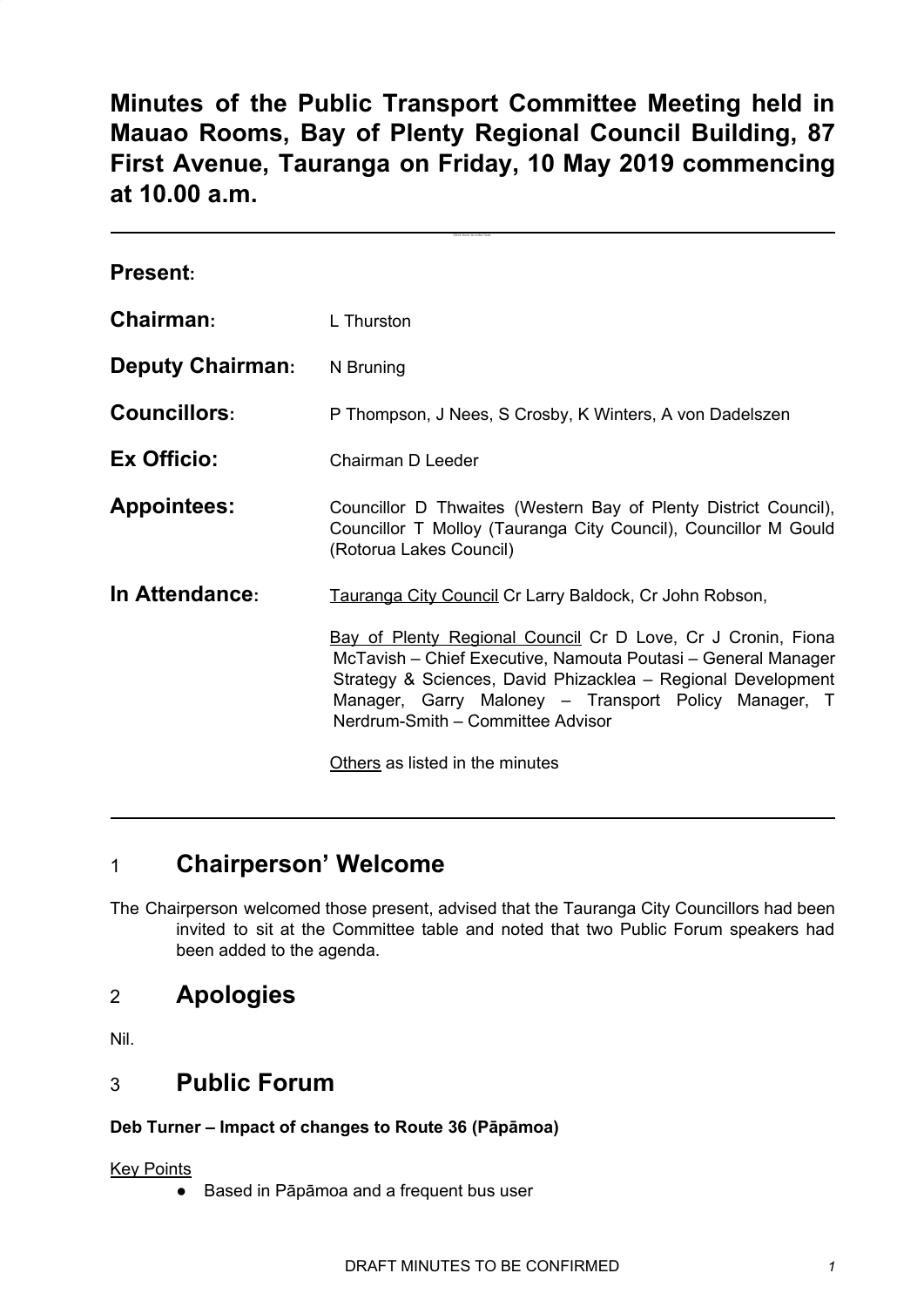# Minutes of the Public Transport Committee Meeting held in Mauao Rooms, Bay of Plenty Regional Council Building, 87 First Avenue, Tauranga on Friday, 10 May 2019 commencing at 10.00 a.m.

---

**Present:**

**Chairman:** L Thurston

**Deputy Chairman:** N Bruning

**Councillors:** P Thompson, J Nees, S Crosby, K Winters, A von Dadelszen

**Ex Officio:** Chairman D Leeder

**Appointees:** Councillor D Thwaites (Western Bay of Plenty District Council), Councillor T Molloy (Tauranga City Council), Councillor M Gould (Rotorua Lakes Council)

**In Attendance:** Tauranga City Council Cr Larry Baldock, Cr John Robson,

Bay of Plenty Regional Council Cr D Love, Cr J Cronin, Fiona McTavish – Chief Executive, Namouta Poutasi – General Manager Strategy & Sciences, David Phizacklea – Regional Development Manager, Garry Maloney – Transport Policy Manager, T Nerdrum-Smith – Committee Advisor

Others as listed in the minutes

---

## 1 Chairperson' Welcome

The Chairperson welcomed those present, advised that the Tauranga City Councillors had been invited to sit at the Committee table and noted that two Public Forum speakers had been added to the agenda.

## 2 Apologies

Nil.

## 3 Public Forum

**Deb Turner – Impact of changes to Route 36 (Pāpāmoa)**

Key Points

- Based in Pāpāmoa and a frequent bus user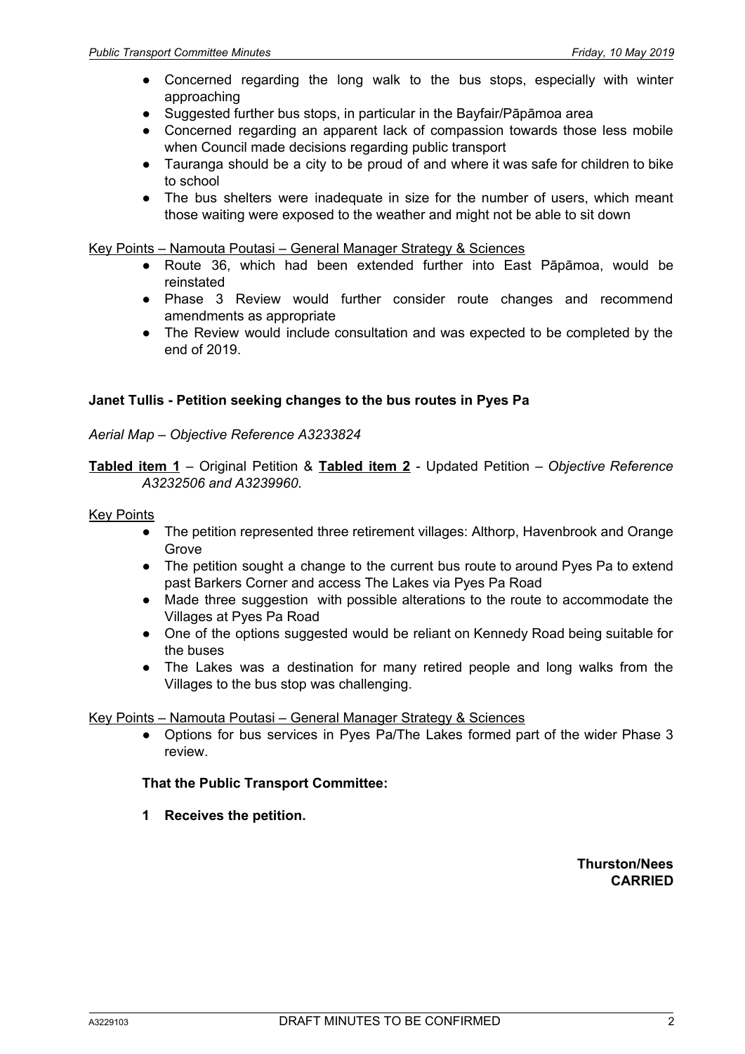- Concerned regarding the long walk to the bus stops, especially with winter approaching
- Suggested further bus stops, in particular in the Bayfair/Pāpāmoa area
- Concerned regarding an apparent lack of compassion towards those less mobile when Council made decisions regarding public transport
- Tauranga should be a city to be proud of and where it was safe for children to bike to school
- The bus shelters were inadequate in size for the number of users, which meant those waiting were exposed to the weather and might not be able to sit down

Key Points – Namouta Poutasi – General Manager Strategy & Sciences

- Route 36, which had been extended further into East Pāpāmoa, would be reinstated
- Phase 3 Review would further consider route changes and recommend amendments as appropriate
- The Review would include consultation and was expected to be completed by the end of 2019.

**Janet Tullis - Petition seeking changes to the bus routes in Pyes Pa**

*Aerial Map – Objective Reference A3233824*

**Tabled item 1** – Original Petition & **Tabled item 2** - Updated Petition – *Objective Reference A3232506 and A3239960*.

Key Points

- The petition represented three retirement villages: Althorp, Havenbrook and Orange Grove
- The petition sought a change to the current bus route to around Pyes Pa to extend past Barkers Corner and access The Lakes via Pyes Pa Road
- Made three suggestion with possible alterations to the route to accommodate the Villages at Pyes Pa Road
- One of the options suggested would be reliant on Kennedy Road being suitable for the buses
- The Lakes was a destination for many retired people and long walks from the Villages to the bus stop was challenging.

Key Points – Namouta Poutasi – General Manager Strategy & Sciences

- Options for bus services in Pyes Pa/The Lakes formed part of the wider Phase 3 review.

**That the Public Transport Committee:**

**1 Receives the petition.**

**Thurston/Nees**
**CARRIED**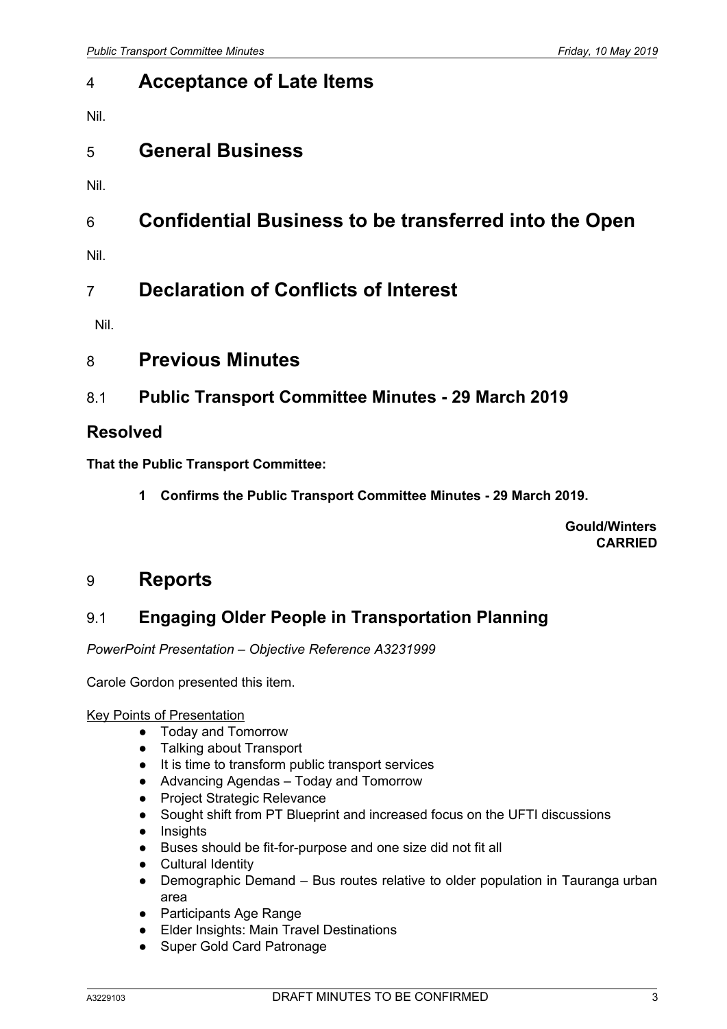# 4 Acceptance of Late Items

Nil.

# 5 General Business

Nil.

# 6 Confidential Business to be transferred into the Open

Nil.

# 7 Declaration of Conflicts of Interest

Nil.

# 8 Previous Minutes

## 8.1 Public Transport Committee Minutes - 29 March 2019

### Resolved

**That the Public Transport Committee:**

**1 Confirms the Public Transport Committee Minutes - 29 March 2019.**

**Gould/Winters**
**CARRIED**

# 9 Reports

## 9.1 Engaging Older People in Transportation Planning

*PowerPoint Presentation – Objective Reference A3231999*

Carole Gordon presented this item.

Key Points of Presentation

- Today and Tomorrow
- Talking about Transport
- It is time to transform public transport services
- Advancing Agendas – Today and Tomorrow
- Project Strategic Relevance
- Sought shift from PT Blueprint and increased focus on the UFTI discussions
- Insights
- Buses should be fit-for-purpose and one size did not fit all
- Cultural Identity
- Demographic Demand – Bus routes relative to older population in Tauranga urban area
- Participants Age Range
- Elder Insights: Main Travel Destinations
- Super Gold Card Patronage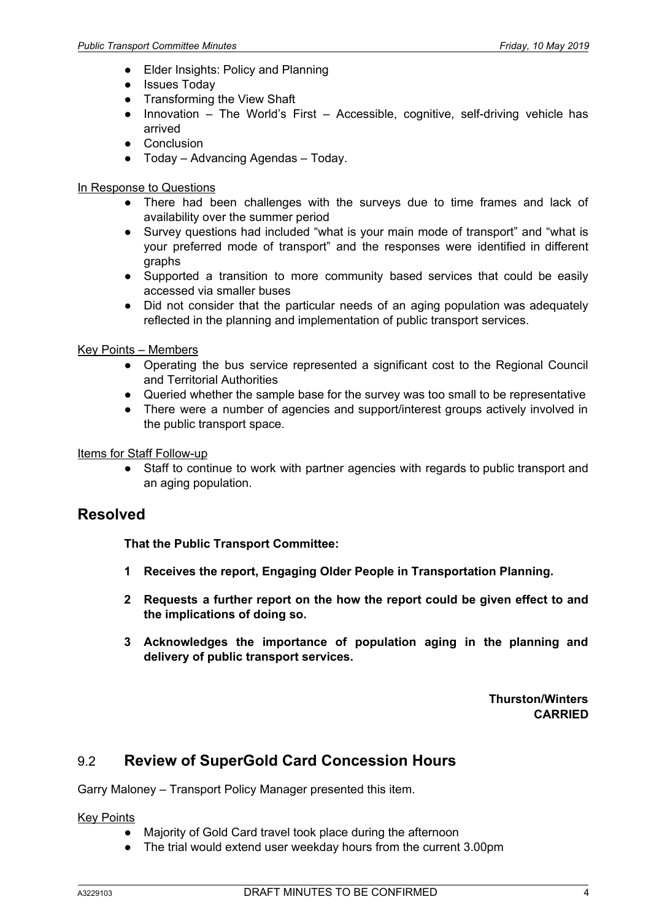- Elder Insights: Policy and Planning
- Issues Today
- Transforming the View Shaft
- Innovation – The World's First – Accessible, cognitive, self-driving vehicle has arrived
- Conclusion
- Today – Advancing Agendas – Today.

In Response to Questions

- There had been challenges with the surveys due to time frames and lack of availability over the summer period
- Survey questions had included "what is your main mode of transport" and "what is your preferred mode of transport" and the responses were identified in different graphs
- Supported a transition to more community based services that could be easily accessed via smaller buses
- Did not consider that the particular needs of an aging population was adequately reflected in the planning and implementation of public transport services.

Key Points – Members

- Operating the bus service represented a significant cost to the Regional Council and Territorial Authorities
- Queried whether the sample base for the survey was too small to be representative
- There were a number of agencies and support/interest groups actively involved in the public transport space.

Items for Staff Follow-up

- Staff to continue to work with partner agencies with regards to public transport and an aging population.

## Resolved

**That the Public Transport Committee:**

**1 Receives the report, Engaging Older People in Transportation Planning.**

**2 Requests a further report on the how the report could be given effect to and the implications of doing so.**

**3 Acknowledges the importance of population aging in the planning and delivery of public transport services.**

**Thurston/Winters**
**CARRIED**

## 9.2 Review of SuperGold Card Concession Hours

Garry Maloney – Transport Policy Manager presented this item.

Key Points

- Majority of Gold Card travel took place during the afternoon
- The trial would extend user weekday hours from the current 3.00pm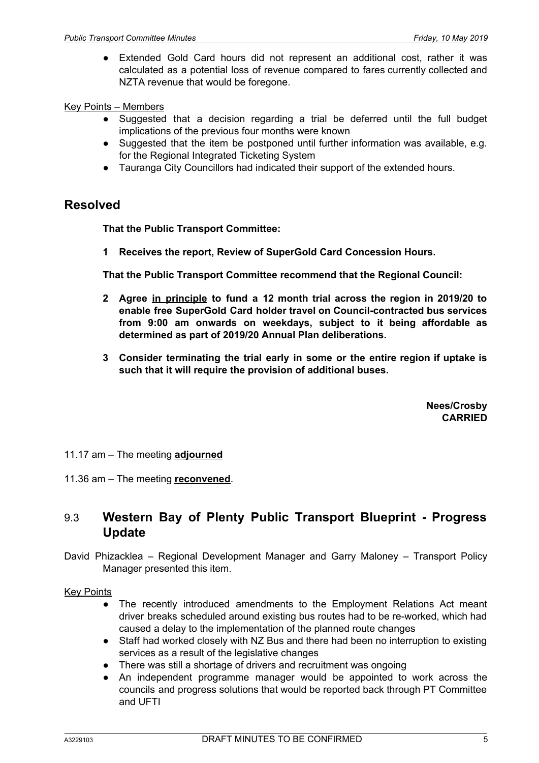- Extended Gold Card hours did not represent an additional cost, rather it was calculated as a potential loss of revenue compared to fares currently collected and NZTA revenue that would be foregone.

Key Points – Members

- Suggested that a decision regarding a trial be deferred until the full budget implications of the previous four months were known
- Suggested that the item be postponed until further information was available, e.g. for the Regional Integrated Ticketing System
- Tauranga City Councillors had indicated their support of the extended hours.

## Resolved

**That the Public Transport Committee:**

**1 Receives the report, Review of SuperGold Card Concession Hours.**

**That the Public Transport Committee recommend that the Regional Council:**

**2 Agree <u>in principle</u> to fund a 12 month trial across the region in 2019/20 to enable free SuperGold Card holder travel on Council-contracted bus services from 9:00 am onwards on weekdays, subject to it being affordable as determined as part of 2019/20 Annual Plan deliberations.**

**3 Consider terminating the trial early in some or the entire region if uptake is such that it will require the provision of additional buses.**

**Nees/Crosby**
**CARRIED**

11.17 am – The meeting **adjourned**

11.36 am – The meeting **reconvened**.

## 9.3 Western Bay of Plenty Public Transport Blueprint - Progress Update

David Phizacklea – Regional Development Manager and Garry Maloney – Transport Policy Manager presented this item.

Key Points

- The recently introduced amendments to the Employment Relations Act meant driver breaks scheduled around existing bus routes had to be re-worked, which had caused a delay to the implementation of the planned route changes
- Staff had worked closely with NZ Bus and there had been no interruption to existing services as a result of the legislative changes
- There was still a shortage of drivers and recruitment was ongoing
- An independent programme manager would be appointed to work across the councils and progress solutions that would be reported back through PT Committee and UFTI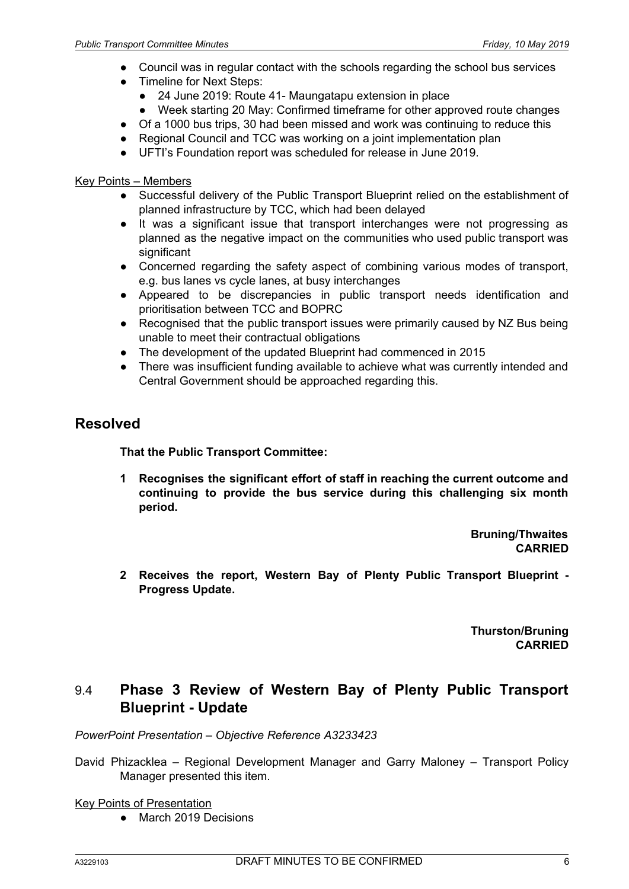- Council was in regular contact with the schools regarding the school bus services
- Timeline for Next Steps:
  - 24 June 2019: Route 41- Maungatapu extension in place
  - Week starting 20 May: Confirmed timeframe for other approved route changes
- Of a 1000 bus trips, 30 had been missed and work was continuing to reduce this
- Regional Council and TCC was working on a joint implementation plan
- UFTI's Foundation report was scheduled for release in June 2019.

Key Points – Members

- Successful delivery of the Public Transport Blueprint relied on the establishment of planned infrastructure by TCC, which had been delayed
- It was a significant issue that transport interchanges were not progressing as planned as the negative impact on the communities who used public transport was significant
- Concerned regarding the safety aspect of combining various modes of transport, e.g. bus lanes vs cycle lanes, at busy interchanges
- Appeared to be discrepancies in public transport needs identification and prioritisation between TCC and BOPRC
- Recognised that the public transport issues were primarily caused by NZ Bus being unable to meet their contractual obligations
- The development of the updated Blueprint had commenced in 2015
- There was insufficient funding available to achieve what was currently intended and Central Government should be approached regarding this.

## Resolved

**That the Public Transport Committee:**

**1 Recognises the significant effort of staff in reaching the current outcome and continuing to provide the bus service during this challenging six month period.**

**Bruning/Thwaites**
**CARRIED**

**2 Receives the report, Western Bay of Plenty Public Transport Blueprint - Progress Update.**

**Thurston/Bruning**
**CARRIED**

## 9.4 Phase 3 Review of Western Bay of Plenty Public Transport Blueprint - Update

*PowerPoint Presentation – Objective Reference A3233423*

David Phizacklea – Regional Development Manager and Garry Maloney – Transport Policy Manager presented this item.

Key Points of Presentation

- March 2019 Decisions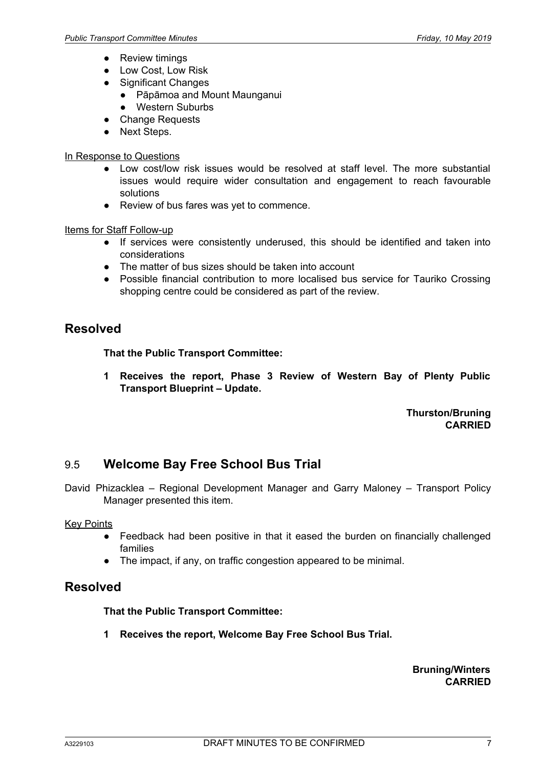- Review timings
- Low Cost, Low Risk
- Significant Changes
  - Pāpāmoa and Mount Maunganui
  - Western Suburbs
- Change Requests
- Next Steps.

<u>In Response to Questions</u>

- Low cost/low risk issues would be resolved at staff level. The more substantial issues would require wider consultation and engagement to reach favourable solutions
- Review of bus fares was yet to commence.

<u>Items for Staff Follow-up</u>

- If services were consistently underused, this should be identified and taken into considerations
- The matter of bus sizes should be taken into account
- Possible financial contribution to more localised bus service for Tauriko Crossing shopping centre could be considered as part of the review.

## Resolved

**That the Public Transport Committee:**

**1 Receives the report, Phase 3 Review of Western Bay of Plenty Public Transport Blueprint – Update.**

**Thurston/Bruning**
**CARRIED**

## 9.5 Welcome Bay Free School Bus Trial

David Phizacklea – Regional Development Manager and Garry Maloney – Transport Policy Manager presented this item.

<u>Key Points</u>

- Feedback had been positive in that it eased the burden on financially challenged families
- The impact, if any, on traffic congestion appeared to be minimal.

## Resolved

**That the Public Transport Committee:**

**1 Receives the report, Welcome Bay Free School Bus Trial.**

**Bruning/Winters**
**CARRIED**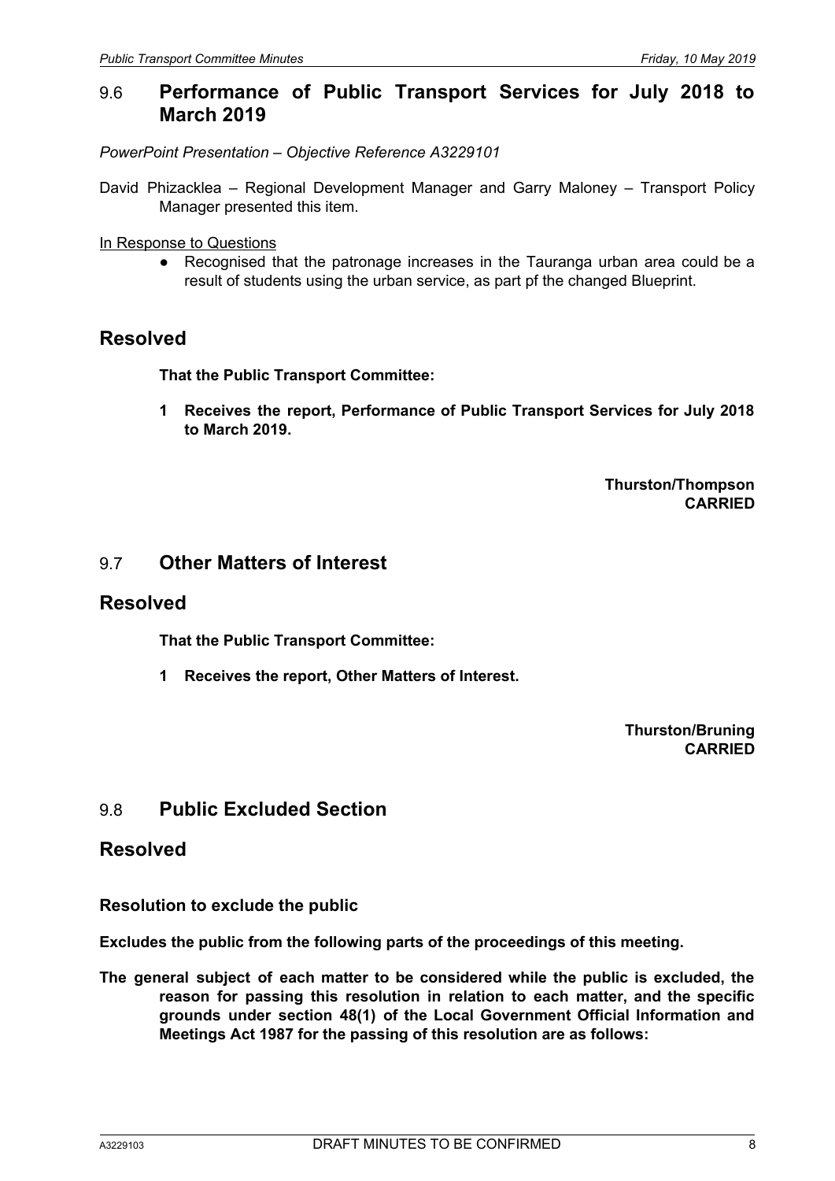## 9.6 Performance of Public Transport Services for July 2018 to March 2019

*PowerPoint Presentation – Objective Reference A3229101*

David Phizacklea – Regional Development Manager and Garry Maloney – Transport Policy Manager presented this item.

In Response to Questions

- Recognised that the patronage increases in the Tauranga urban area could be a result of students using the urban service, as part pf the changed Blueprint.

## Resolved

**That the Public Transport Committee:**

**1 Receives the report, Performance of Public Transport Services for July 2018 to March 2019.**

**Thurston/Thompson**
**CARRIED**

## 9.7 Other Matters of Interest

## Resolved

**That the Public Transport Committee:**

**1 Receives the report, Other Matters of Interest.**

**Thurston/Bruning**
**CARRIED**

## 9.8 Public Excluded Section

## Resolved

### Resolution to exclude the public

**Excludes the public from the following parts of the proceedings of this meeting.**

**The general subject of each matter to be considered while the public is excluded, the reason for passing this resolution in relation to each matter, and the specific grounds under section 48(1) of the Local Government Official Information and Meetings Act 1987 for the passing of this resolution are as follows:**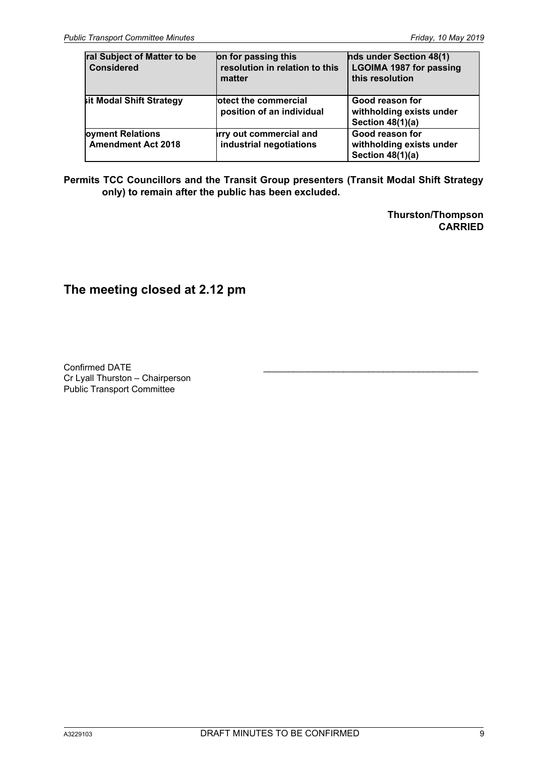| ral Subject of Matter to be Considered | on for passing this resolution in relation to this matter | nds under Section 48(1) LGOIMA 1987 for passing this resolution |
|---|---|---|
| sit Modal Shift Strategy | otect the commercial position of an individual | Good reason for withholding exists under Section 48(1)(a) |
| oyment Relations Amendment Act 2018 | rry out commercial and industrial negotiations | Good reason for withholding exists under Section 48(1)(a) |

**Permits TCC Councillors and the Transit Group presenters (Transit Modal Shift Strategy only) to remain after the public has been excluded.**

**Thurston/Thompson**
**CARRIED**

## The meeting closed at 2.12 pm

Confirmed DATE \_\_\_\_\_\_\_\_\_\_\_\_\_\_\_\_\_\_\_\_\_\_\_\_\_\_\_\_\_\_\_\_\_\_\_\_\_\_\_\_
Cr Lyall Thurston – Chairperson
Public Transport Committee